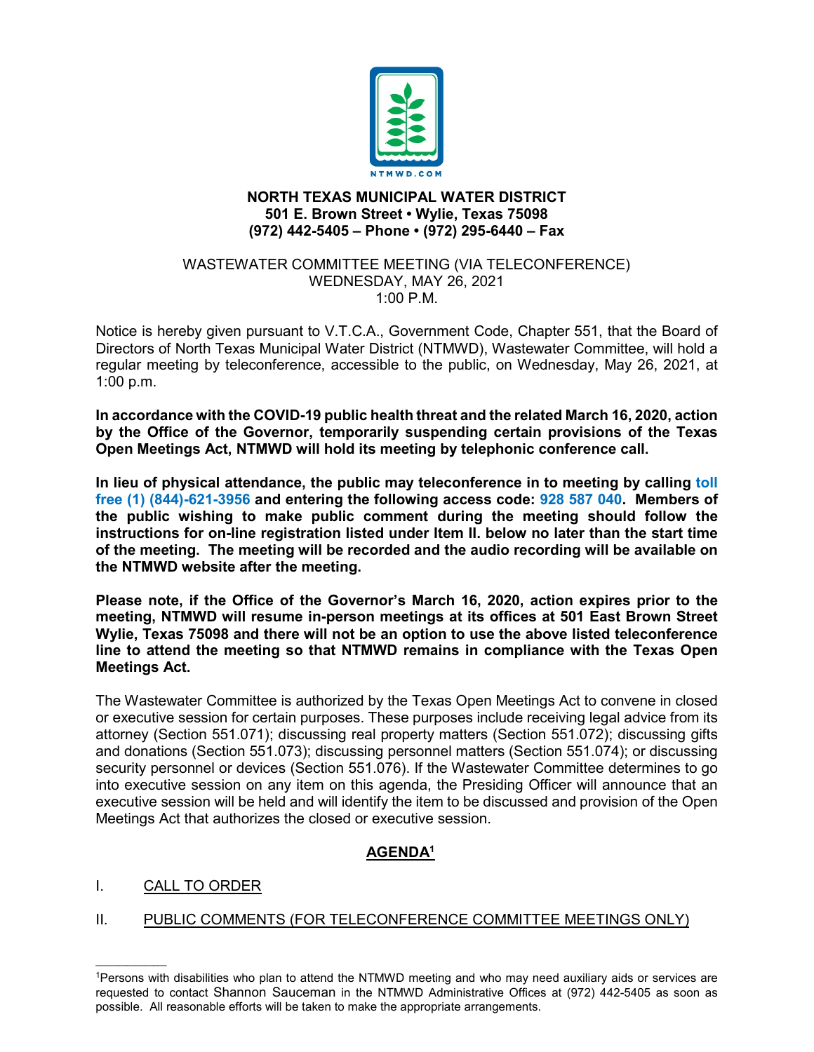NTMWD.COM

**NORTH TEXAS MUNICIPAL WATER DISTRICT**
**501 E. Brown Street • Wylie, Texas 75098**
**(972) 442-5405 – Phone • (972) 295-6440 – Fax**

WASTEWATER COMMITTEE MEETING (VIA TELECONFERENCE)
WEDNESDAY, MAY 26, 2021
1:00 P.M.

Notice is hereby given pursuant to V.T.C.A., Government Code, Chapter 551, that the Board of Directors of North Texas Municipal Water District (NTMWD), Wastewater Committee, will hold a regular meeting by teleconference, accessible to the public, on Wednesday, May 26, 2021, at 1:00 p.m.

**In accordance with the COVID-19 public health threat and the related March 16, 2020, action by the Office of the Governor, temporarily suspending certain provisions of the Texas Open Meetings Act, NTMWD will hold its meeting by telephonic conference call.**

**In lieu of physical attendance, the public may teleconference in to meeting by calling toll free (1) (844)-621-3956 and entering the following access code: 928 587 040. Members of the public wishing to make public comment during the meeting should follow the instructions for on-line registration listed under Item II. below no later than the start time of the meeting. The meeting will be recorded and the audio recording will be available on the NTMWD website after the meeting.**

**Please note, if the Office of the Governor's March 16, 2020, action expires prior to the meeting, NTMWD will resume in-person meetings at its offices at 501 East Brown Street Wylie, Texas 75098 and there will not be an option to use the above listed teleconference line to attend the meeting so that NTMWD remains in compliance with the Texas Open Meetings Act.**

The Wastewater Committee is authorized by the Texas Open Meetings Act to convene in closed or executive session for certain purposes. These purposes include receiving legal advice from its attorney (Section 551.071); discussing real property matters (Section 551.072); discussing gifts and donations (Section 551.073); discussing personnel matters (Section 551.074); or discussing security personnel or devices (Section 551.076). If the Wastewater Committee determines to go into executive session on any item on this agenda, the Presiding Officer will announce that an executive session will be held and will identify the item to be discussed and provision of the Open Meetings Act that authorizes the closed or executive session.

## AGENDA[1]

I. CALL TO ORDER

II. PUBLIC COMMENTS (FOR TELECONFERENCE COMMITTEE MEETINGS ONLY)

---

[1]Persons with disabilities who plan to attend the NTMWD meeting and who may need auxiliary aids or services are requested to contact Shannon Sauceman in the NTMWD Administrative Offices at (972) 442-5405 as soon as possible. All reasonable efforts will be taken to make the appropriate arrangements.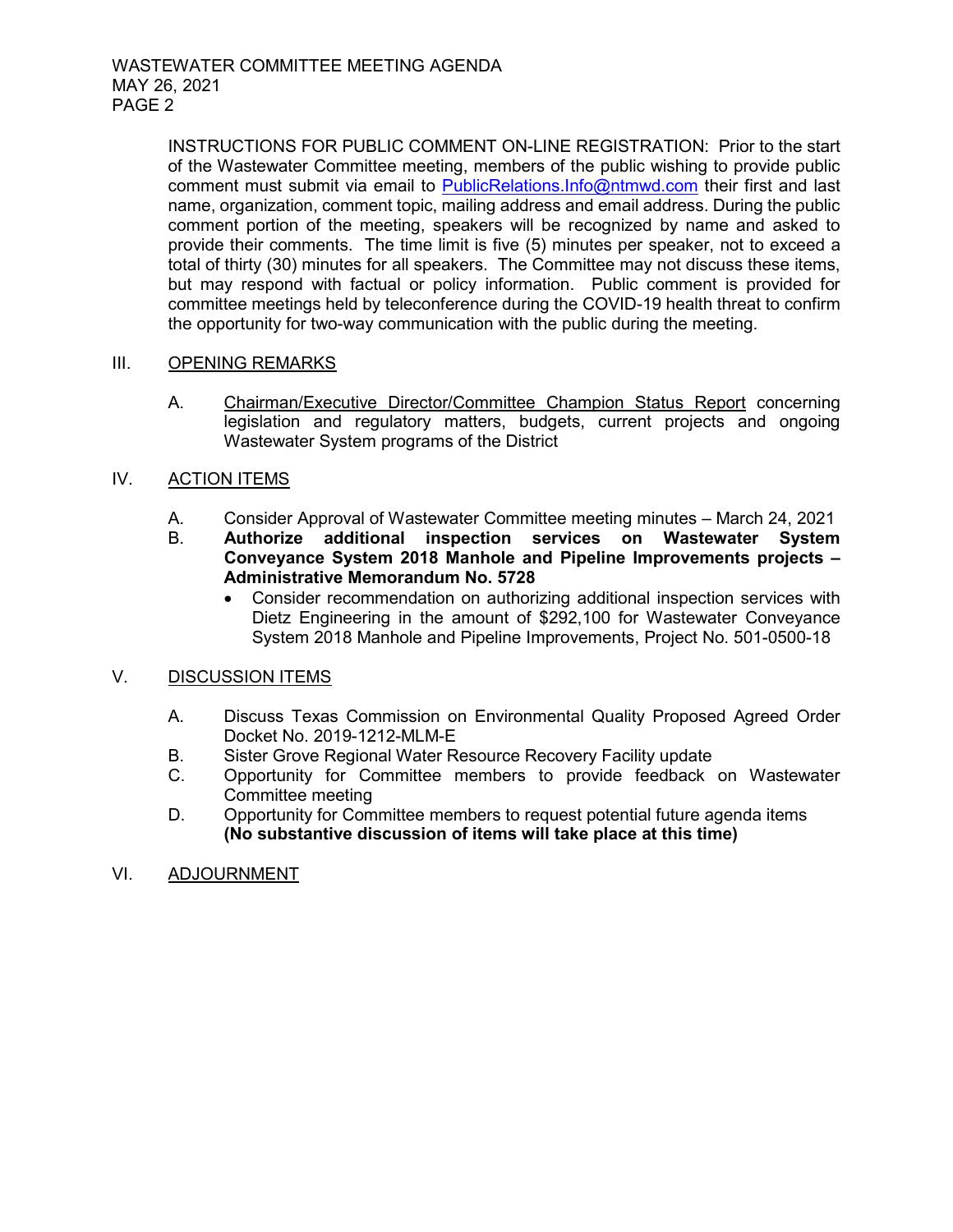INSTRUCTIONS FOR PUBLIC COMMENT ON-LINE REGISTRATION: Prior to the start of the Wastewater Committee meeting, members of the public wishing to provide public comment must submit via email to PublicRelations.Info@ntmwd.com their first and last name, organization, comment topic, mailing address and email address. During the public comment portion of the meeting, speakers will be recognized by name and asked to provide their comments. The time limit is five (5) minutes per speaker, not to exceed a total of thirty (30) minutes for all speakers. The Committee may not discuss these items, but may respond with factual or policy information. Public comment is provided for committee meetings held by teleconference during the COVID-19 health threat to confirm the opportunity for two-way communication with the public during the meeting.

## III. OPENING REMARKS

A. Chairman/Executive Director/Committee Champion Status Report concerning legislation and regulatory matters, budgets, current projects and ongoing Wastewater System programs of the District

## IV. ACTION ITEMS

A. Consider Approval of Wastewater Committee meeting minutes – March 24, 2021

B. **Authorize additional inspection services on Wastewater System Conveyance System 2018 Manhole and Pipeline Improvements projects – Administrative Memorandum No. 5728**

- Consider recommendation on authorizing additional inspection services with Dietz Engineering in the amount of $292,100 for Wastewater Conveyance System 2018 Manhole and Pipeline Improvements, Project No. 501-0500-18

## V. DISCUSSION ITEMS

A. Discuss Texas Commission on Environmental Quality Proposed Agreed Order Docket No. 2019-1212-MLM-E

B. Sister Grove Regional Water Resource Recovery Facility update

C. Opportunity for Committee members to provide feedback on Wastewater Committee meeting

D. Opportunity for Committee members to request potential future agenda items **(No substantive discussion of items will take place at this time)**

## VI. ADJOURNMENT